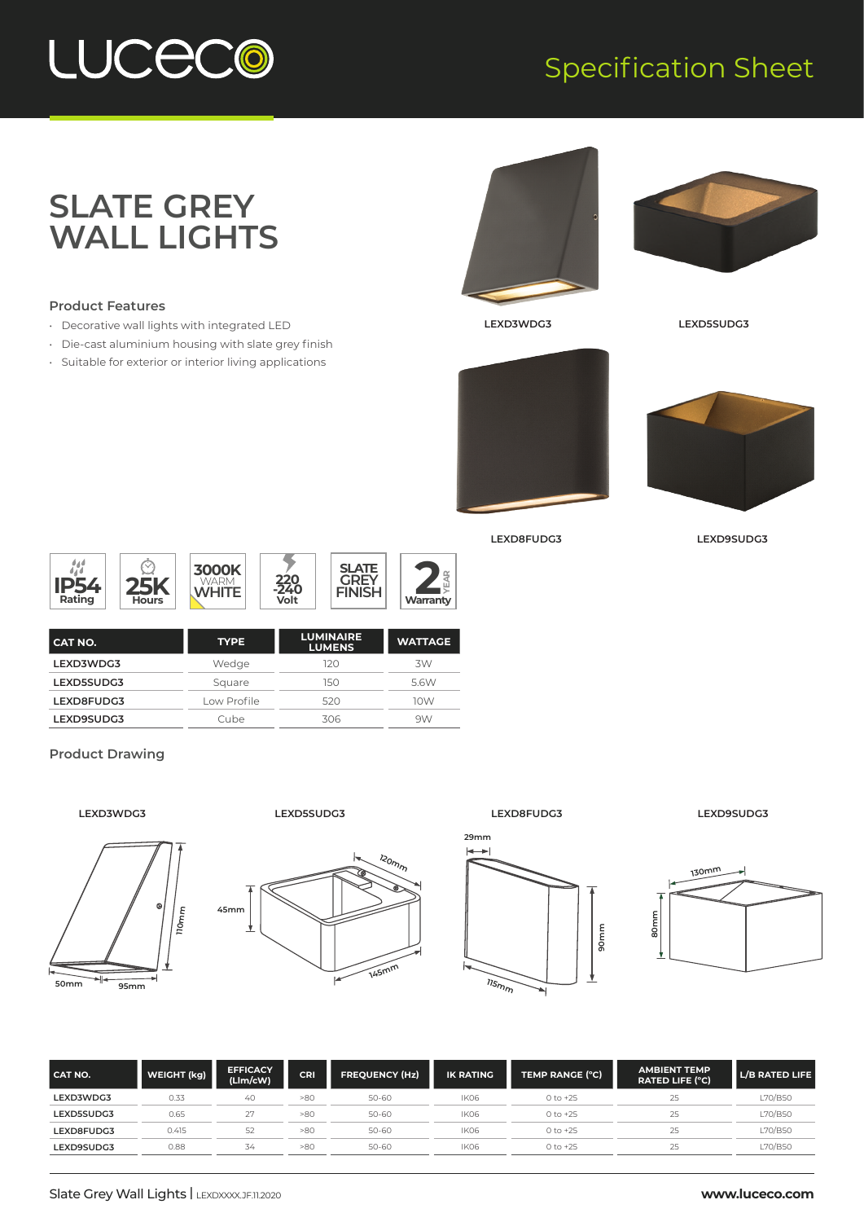LUCECO

Specification Sheet

# SLATE GREY WALL LIGHTS

### Product Features

- Decorative wall lights with integrated LED
- Die-cast aluminium housing with slate grey finish
- Suitable for exterior or interior living applications

LEXD3WDG3

LEXD5SUDG3

LEXD8FUDG3

LEXD9SUDG3

IP54 Rating | 25K Hours | 3000K WARM WHITE | 220-240 Volt | SLATE GREY FINISH | 2 YEAR Warranty

| CAT NO. | TYPE | LUMINAIRE LUMENS | WATTAGE |
|---|---|---|---|
| LEXD3WDG3 | Wedge | 120 | 3W |
| LEXD5SUDG3 | Square | 150 | 5.6W |
| LEXD8FUDG3 | Low Profile | 520 | 10W |
| LEXD9SUDG3 | Cube | 306 | 9W |

### Product Drawing

LEXD3WDG3: 110mm, 50mm, 95mm

LEXD5SUDG3: 45mm, 120mm, 145mm

LEXD8FUDG3: 29mm, 90mm, 115mm

LEXD9SUDG3: 130mm, 80mm

| CAT NO. | WEIGHT (kg) | EFFICACY (Llm/cW) | CRI | FREQUENCY (Hz) | IK RATING | TEMP RANGE (°C) | AMBIENT TEMP RATED LIFE (°C) | L/B RATED LIFE |
|---|---|---|---|---|---|---|---|---|
| LEXD3WDG3 | 0.33 | 40 | >80 | 50-60 | IK06 | 0 to +25 | 25 | L70/B50 |
| LEXD5SUDG3 | 0.65 | 27 | >80 | 50-60 | IK06 | 0 to +25 | 25 | L70/B50 |
| LEXD8FUDG3 | 0.415 | 52 | >80 | 50-60 | IK06 | 0 to +25 | 25 | L70/B50 |
| LEXD9SUDG3 | 0.88 | 34 | >80 | 50-60 | IK06 | 0 to +25 | 25 | L70/B50 |

Slate Grey Wall Lights | LEXDXXXX.JF.11.2020 www.luceco.com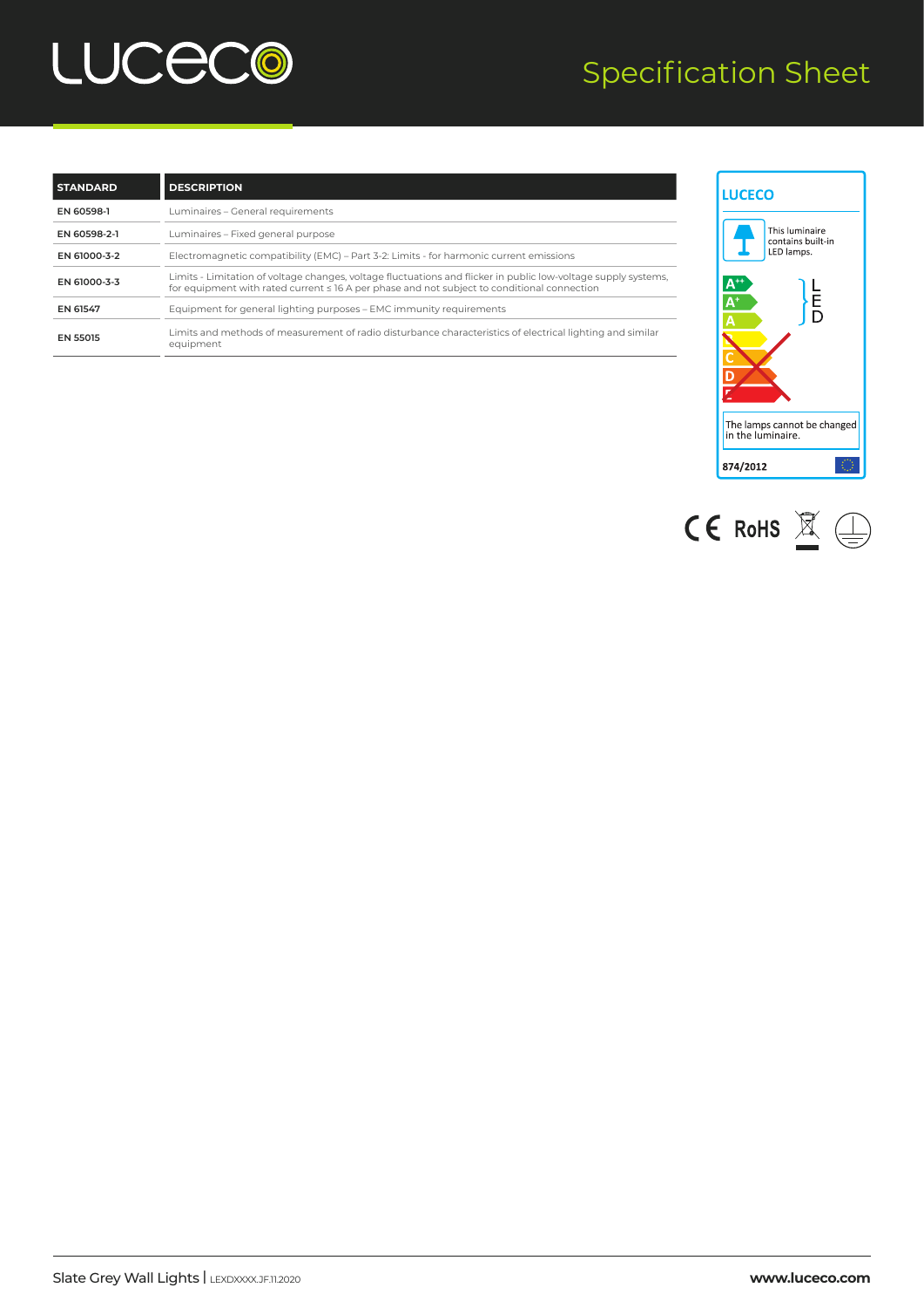# Specification Sheet

| STANDARD | DESCRIPTION |
| --- | --- |
| EN 60598-1 | Luminaires – General requirements |
| EN 60598-2-1 | Luminaires – Fixed general purpose |
| EN 61000-3-2 | Electromagnetic compatibility (EMC) – Part 3-2: Limits - for harmonic current emissions |
| EN 61000-3-3 | Limits - Limitation of voltage changes, voltage fluctuations and flicker in public low-voltage supply systems, for equipment with rated current ≤ 16 A per phase and not subject to conditional connection |
| EN 61547 | Equipment for general lighting purposes – EMC immunity requirements |
| EN 55015 | Limits and methods of measurement of radio disturbance characteristics of electrical lighting and similar equipment |

LUCECO

This luminaire contains built-in LED lamps.

A++
A+
A
B
C
D
E

LED

The lamps cannot be changed in the luminaire.

874/2012

CE RoHS

Slate Grey Wall Lights | LEXDXXXX.JF.11.2020

www.luceco.com